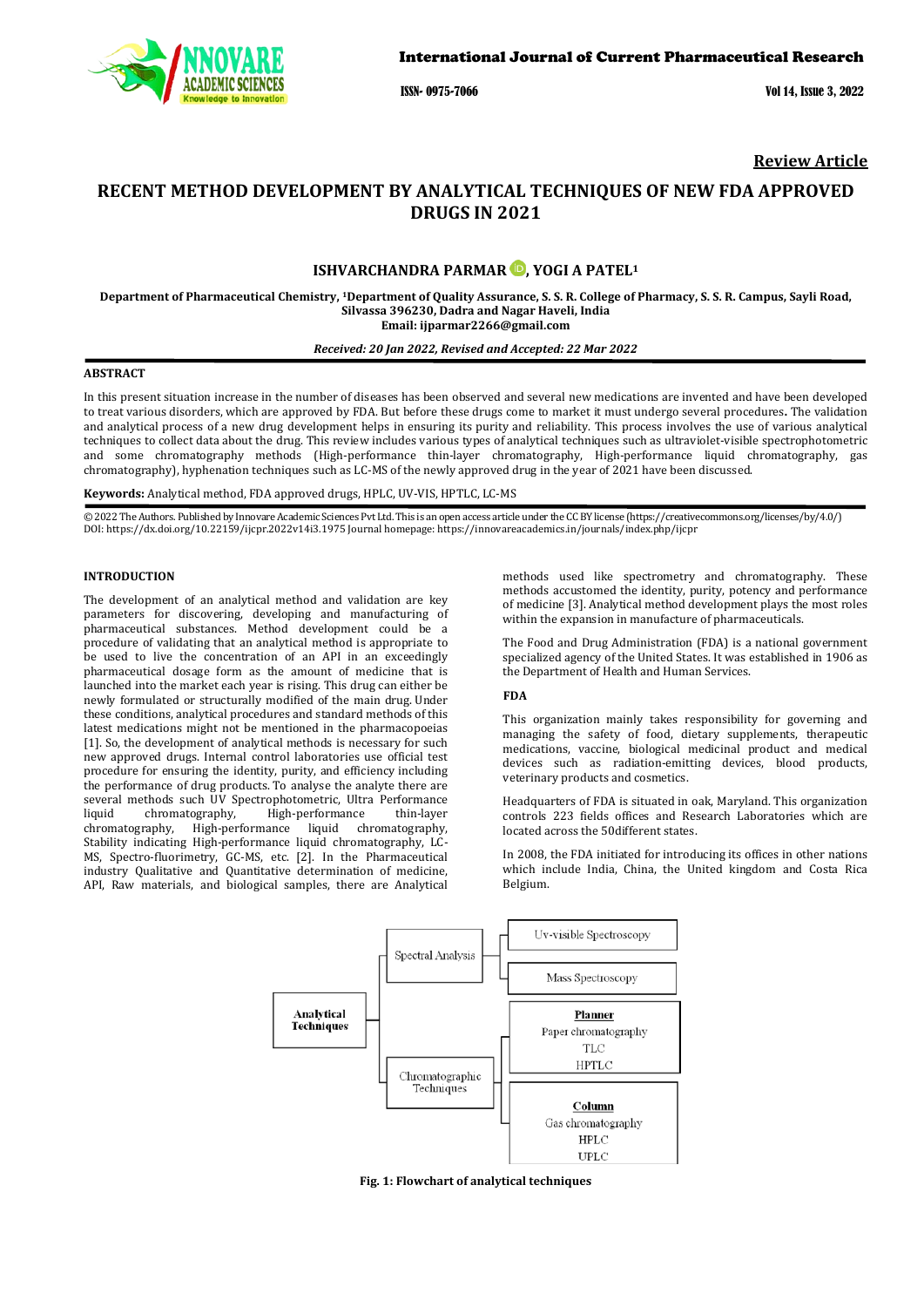**Review Article**

# RECENT METHOD DEVELOPMENT BY ANALYTICAL TECHNIQUES OF NEW FDA APPROVED DRUGS IN 2021

**ISHVARCHANDRA PARMAR, YOGI A PATEL[1]**

**Department of Pharmaceutical Chemistry, [1]Department of Quality Assurance, S. S. R. College of Pharmacy, S. S. R. Campus, Sayli Road, Silvassa 396230, Dadra and Nagar Haveli, India**
**Email: ijparmar2266@gmail.com**

***Received: 20 Jan 2022, Revised and Accepted: 22 Mar 2022***

## ABSTRACT

In this present situation increase in the number of diseases has been observed and several new medications are invented and have been developed to treat various disorders, which are approved by FDA. But before these drugs come to market it must undergo several procedures. The validation and analytical process of a new drug development helps in ensuring its purity and reliability. This process involves the use of various analytical techniques to collect data about the drug. This review includes various types of analytical techniques such as ultraviolet-visible spectrophotometric and some chromatography methods (High-performance thin-layer chromatography, High-performance liquid chromatography, gas chromatography), hyphenation techniques such as LC-MS of the newly approved drug in the year of 2021 have been discussed.

**Keywords:** Analytical method, FDA approved drugs, HPLC, UV-VIS, HPTLC, LC-MS

© 2022 The Authors. Published by Innovare Academic Sciences Pvt Ltd. This is an open access article under the CC BY license (https://creativecommons.org/licenses/by/4.0/)
DOI: https://dx.doi.org/10.22159/ijcpr.2022v14i3.1975 Journal homepage: https://innovareacademics.in/journals/index.php/ijcpr

## INTRODUCTION

The development of an analytical method and validation are key parameters for discovering, developing and manufacturing of pharmaceutical substances. Method development could be a procedure of validating that an analytical method is appropriate to be used to live the concentration of an API in an exceedingly pharmaceutical dosage form as the amount of medicine that is launched into the market each year is rising. This drug can either be newly formulated or structurally modified of the main drug. Under these conditions, analytical procedures and standard methods of this latest medications might not be mentioned in the pharmacopoeias [1]. So, the development of analytical methods is necessary for such new approved drugs. Internal control laboratories use official test procedure for ensuring the identity, purity, and efficiency including the performance of drug products. To analyse the analyte there are several methods such UV Spectrophotometric, Ultra Performance liquid chromatography, High-performance thin-layer chromatography, High-performance liquid chromatography, Stability indicating High-performance liquid chromatography, LC-MS, Spectro-fluorimetry, GC-MS, etc. [2]. In the Pharmaceutical industry Qualitative and Quantitative determination of medicine, API, Raw materials, and biological samples, there are Analytical methods used like spectrometry and chromatography. These methods accustomed the identity, purity, potency and performance of medicine [3]. Analytical method development plays the most roles within the expansion in manufacture of pharmaceuticals.

The Food and Drug Administration (FDA) is a national government specialized agency of the United States. It was established in 1906 as the Department of Health and Human Services.

### FDA

This organization mainly takes responsibility for governing and managing the safety of food, dietary supplements, therapeutic medications, vaccine, biological medicinal product and medical devices such as radiation-emitting devices, blood products, veterinary products and cosmetics.

Headquarters of FDA is situated in oak, Maryland. This organization controls 223 fields offices and Research Laboratories which are located across the 50different states.

In 2008, the FDA initiated for introducing its offices in other nations which include India, China, the United kingdom and Costa Rica Belgium.

**Fig. 1: Flowchart of analytical techniques**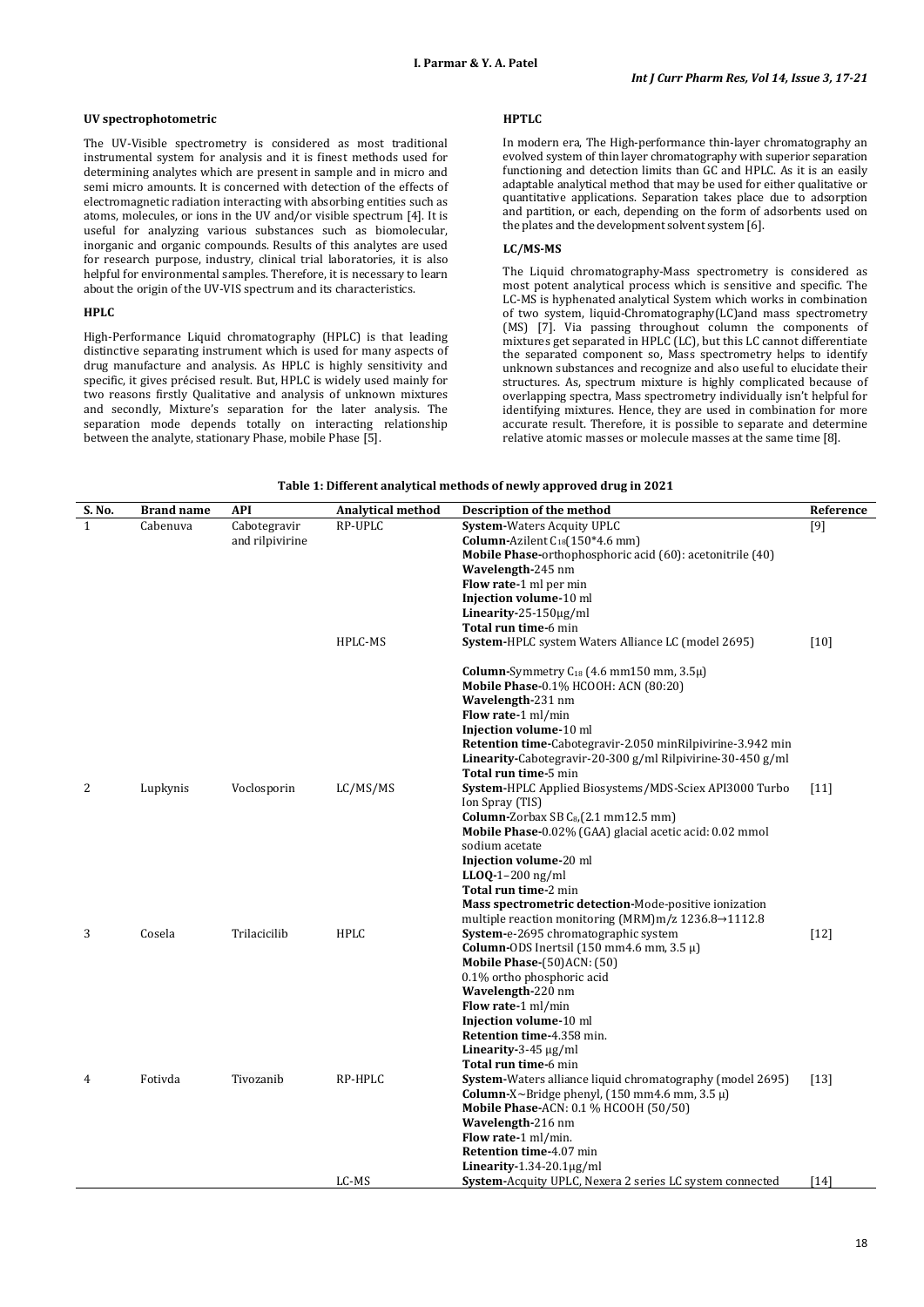### UV spectrophotometric

The UV-Visible spectrometry is considered as most traditional instrumental system for analysis and it is finest methods used for determining analytes which are present in sample and in micro and semi micro amounts. It is concerned with detection of the effects of electromagnetic radiation interacting with absorbing entities such as atoms, molecules, or ions in the UV and/or visible spectrum [4]. It is useful for analyzing various substances such as biomolecular, inorganic and organic compounds. Results of this analytes are used for research purpose, industry, clinical trial laboratories, it is also helpful for environmental samples. Therefore, it is necessary to learn about the origin of the UV-VIS spectrum and its characteristics.

### HPLC

High-Performance Liquid chromatography (HPLC) is that leading distinctive separating instrument which is used for many aspects of drug manufacture and analysis. As HPLC is highly sensitivity and specific, it gives précised result. But, HPLC is widely used mainly for two reasons firstly Qualitative and analysis of unknown mixtures and secondly, Mixture's separation for the later analysis. The separation mode depends totally on interacting relationship between the analyte, stationary Phase, mobile Phase [5].

### HPTLC

In modern era, The High-performance thin-layer chromatography an evolved system of thin layer chromatography with superior separation functioning and detection limits than GC and HPLC. As it is an easily adaptable analytical method that may be used for either qualitative or quantitative applications. Separation takes place due to adsorption and partition, or each, depending on the form of adsorbents used on the plates and the development solvent system [6].

### LC/MS-MS

The Liquid chromatography-Mass spectrometry is considered as most potent analytical process which is sensitive and specific. The LC-MS is hyphenated analytical System which works in combination of two system, liquid-Chromatography(LC)and mass spectrometry (MS) [7]. Via passing throughout column the components of mixtures get separated in HPLC (LC), but this LC cannot differentiate the separated component so, Mass spectrometry helps to identify unknown substances and recognize and also useful to elucidate their structures. As, spectrum mixture is highly complicated because of overlapping spectra, Mass spectrometry individually isn't helpful for identifying mixtures. Hence, they are used in combination for more accurate result. Therefore, it is possible to separate and determine relative atomic masses or molecule masses at the same time [8].

**Table 1: Different analytical methods of newly approved drug in 2021**

| S. No. | Brand name | API | Analytical method | Description of the method | Reference |
|---|---|---|---|---|---|
| 1 | Cabenuva | Cabotegravir and rilpivirine | RP-UPLC | **System-**Waters Acquity UPLC<br>**Column-**Azilent $C_{18}$(150*4.6 mm)<br>**Mobile Phase-**orthophosphoric acid (60): acetonitrile (40)<br>**Wavelength-**245 nm<br>**Flow rate-**1 ml per min<br>**Injection volume-**10 ml<br>**Linearity-**25-150µg/ml<br>**Total run time-**6 min | [9] |
| | | | HPLC-MS | **System-**HPLC system Waters Alliance LC (model 2695)<br>**Column-**Symmetry $C_{18}$ (4.6 mm150 mm, 3.5µ)<br>**Mobile Phase-**0.1% HCOOH: ACN (80:20)<br>**Wavelength-**231 nm<br>**Flow rate-**1 ml/min<br>**Injection volume-**10 ml<br>**Retention time-**Cabotegravir-2.050 minRilpivirine-3.942 min<br>**Linearity-**Cabotegravir-20-300 g/ml Rilpivirine-30-450 g/ml<br>**Total run time-**5 min | [10] |
| 2 | Lupkynis | Voclosporin | LC/MS/MS | **System-**HPLC Applied Biosystems/MDS-Sciex API3000 Turbo Ion Spray (TIS)<br>**Column-**Zorbax SB $C_8$,(2.1 mm12.5 mm)<br>**Mobile Phase-**0.02% (GAA) glacial acetic acid: 0.02 mmol sodium acetate<br>**Injection volume-**20 ml<br>**LLOQ-**1–200 ng/ml<br>**Total run time-**2 min<br>**Mass spectrometric detection-**Mode-positive ionization multiple reaction monitoring (MRM)m/z 1236.8→1112.8 | [11] |
| 3 | Cosela | Trilacicilib | HPLC | **System-**e-2695 chromatographic system<br>**Column-**ODS Inertsil (150 mm4.6 mm, 3.5 µ)<br>**Mobile Phase-**(50)ACN: (50)<br>0.1% ortho phosphoric acid<br>**Wavelength-**220 nm<br>**Flow rate-**1 ml/min<br>**Injection volume-**10 ml<br>**Retention time-**4.358 min.<br>**Linearity-**3-45 µg/ml<br>**Total run time-**6 min | [12] |
| 4 | Fotivda | Tivozanib | RP-HPLC | **System-**Waters alliance liquid chromatography (model 2695)<br>**Column-**X~Bridge phenyl, (150 mm4.6 mm, 3.5 µ)<br>**Mobile Phase-**ACN: 0.1 % HCOOH (50/50)<br>**Wavelength-**216 nm<br>**Flow rate-**1 ml/min.<br>**Retention time-**4.07 min<br>**Linearity-**1.34-20.1µg/ml | [13] |
| | | | LC-MS | **System-**Acquity UPLC, Nexera 2 series LC system connected | [14] |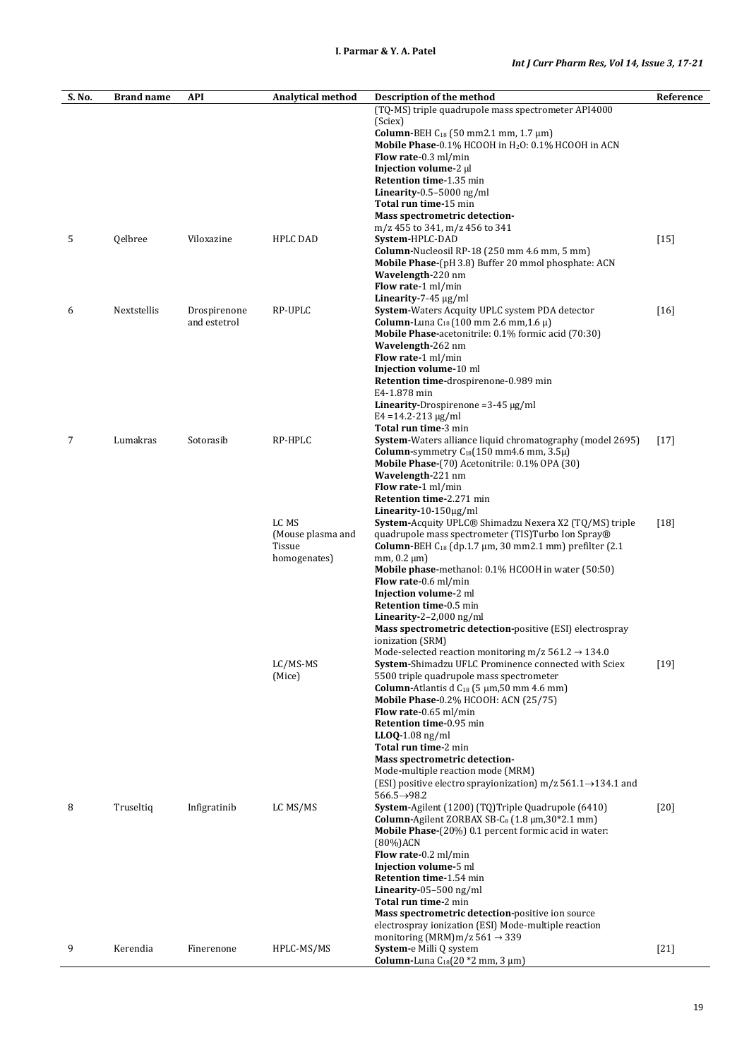| S. No. | Brand name | API | Analytical method | Description of the method | Reference |
|---|---|---|---|---|---|
| | | | | (TQ-MS) triple quadrupole mass spectrometer API4000 (Sciex) **Column**-BEH $C_{18}$ (50 mm2.1 mm, 1.7 μm) **Mobile Phase**-0.1% HCOOH in $H_2O$: 0.1% HCOOH in ACN **Flow rate**-0.3 ml/min **Injection volume**-2 μl **Retention time**-1.35 min **Linearity**-0.5–5000 ng/ml **Total run time**-15 min **Mass spectrometric detection**- m/z 455 to 341, m/z 456 to 341 | |
| 5 | Qelbree | Viloxazine | HPLC DAD | **System**-HPLC-DAD **Column**-Nucleosil RP-18 (250 mm 4.6 mm, 5 mm) **Mobile Phase**-(pH 3.8) Buffer 20 mmol phosphate: ACN **Wavelength**-220 nm **Flow rate**-1 ml/min **Linearity**-7-45 μg/ml | [15] |
| 6 | Nextstellis | Drospirenone and estetrol | RP-UPLC | **System**-Waters Acquity UPLC system PDA detector **Column**-Luna $C_{18}$ (100 mm 2.6 mm,1.6 μ) **Mobile Phase**-acetonitrile: 0.1% formic acid (70:30) **Wavelength**-262 nm **Flow rate**-1 ml/min **Injection volume**-10 ml **Retention time**-drospirenone-0.989 min E4-1.878 min **Linearity**-Drospirenone =3-45 μg/ml E4 =14.2-213 μg/ml **Total run time**-3 min | [16] |
| 7 | Lumakras | Sotorasib | RP-HPLC | **System**-Waters alliance liquid chromatography (model 2695) **Column**-symmetry $C_{18}$(150 mm4.6 mm, 3.5μ) **Mobile Phase**-(70) Acetonitrile: 0.1% OPA (30) **Wavelength**-221 nm **Flow rate**-1 ml/min **Retention time**-2.271 min **Linearity**-10-150μg/ml | [17] |
| | | | LC MS (Mouse plasma and Tissue homogenates) | **System**-Acquity UPLC® Shimadzu Nexera X2 (TQ/MS) triple quadrupole mass spectrometer (TIS)Turbo Ion Spray® **Column**-BEH $C_{18}$ (dp.1.7 μm, 30 mm2.1 mm) prefilter (2.1 mm, 0.2 μm) **Mobile phase**-methanol: 0.1% HCOOH in water (50:50) **Flow rate**-0.6 ml/min **Injection volume**-2 ml **Retention time**-0.5 min **Linearity**-2–2,000 ng/ml **Mass spectrometric detection**-positive (ESI) electrospray ionization (SRM) Mode-selected reaction monitoring m/z 561.2 → 134.0 | [18] |
| | | | LC/MS-MS (Mice) | **System**-Shimadzu UFLC Prominence connected with Sciex 5500 triple quadrupole mass spectrometer **Column**-Atlantis d $C_{18}$ (5 μm,50 mm 4.6 mm) **Mobile Phase**-0.2% HCOOH: ACN (25/75) **Flow rate**-0.65 ml/min **Retention time**-0.95 min **LLOQ**-1.08 ng/ml **Total run time**-2 min **Mass spectrometric detection**- Mode-multiple reaction mode (MRM) (ESI) positive electro sprayionization) m/z 561.1→134.1 and 566.5→98.2 | [19] |
| 8 | Truseltiq | Infigratinib | LC MS/MS | **System**-Agilent (1200) (TQ)Triple Quadrupole (6410) **Column**-Agilent ZORBAX SB-$C_8$ (1.8 μm,30*2.1 mm) **Mobile Phase**-(20%) 0.1 percent formic acid in water: (80%)ACN **Flow rate**-0.2 ml/min **Injection volume**-5 ml **Retention time**-1.54 min **Linearity**-05–500 ng/ml **Total run time**-2 min **Mass spectrometric detection**-positive ion source electrospray ionization (ESI) Mode-multiple reaction monitoring (MRM)m/z 561 → 339 | [20] |
| 9 | Kerendia | Finerenone | HPLC-MS/MS | **System**-e Milli Q system **Column**-Luna $C_{18}$(20 *2 mm, 3 μm) | [21] |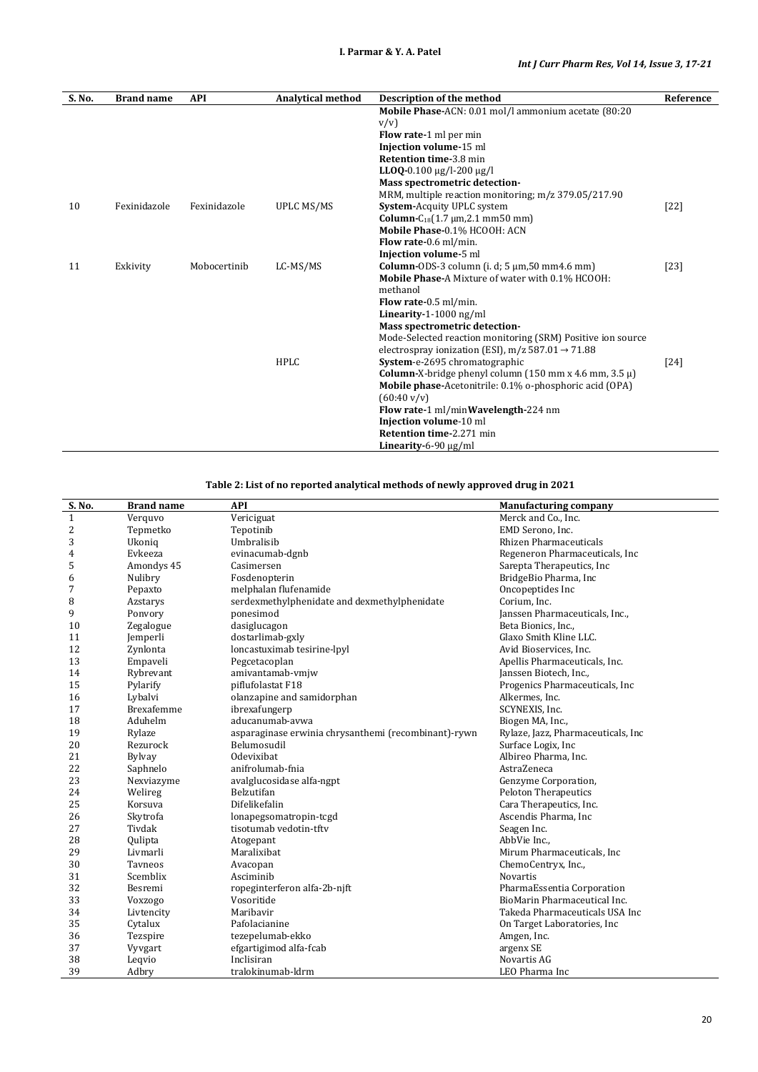| S. No. | Brand name | API | Analytical method | Description of the method | Reference |
|---|---|---|---|---|---|
| | | | | **Mobile Phase-**ACN: 0.01 mol/l ammonium acetate (80:20 v/v)<br>**Flow rate-**1 ml per min<br>**Injection volume-**15 ml<br>**Retention time-**3.8 min<br>**LLOQ-**0.100 μg/l-200 μg/l<br>**Mass spectrometric detection-**<br>MRM, multiple reaction monitoring; m/z 379.05/217.90 | |
| 10 | Fexinidazole | Fexinidazole | UPLC MS/MS | **System-**Acquity UPLC system<br>**Column-**$C_{18}$(1.7 µm,2.1 mm50 mm)<br>**Mobile Phase-**0.1% HCOOH: ACN<br>**Flow rate-**0.6 ml/min.<br>**Injection volume-**5 ml | [22] |
| 11 | Exkivity | Mobocertinib | LC-MS/MS | **Column-**ODS-3 column (i. d; 5 µm,50 mm4.6 mm)<br>**Mobile Phase-**A Mixture of water with 0.1% HCOOH: methanol<br>**Flow rate-**0.5 ml/min.<br>**Linearity-**1-1000 ng/ml<br>**Mass spectrometric detection-**<br>Mode-Selected reaction monitoring (SRM) Positive ion source electrospray ionization (ESI), m/z 587.01 → 71.88 | [23] |
| | | | HPLC | **System-**e-2695 chromatographic<br>**Column-**X-bridge phenyl column (150 mm x 4.6 mm, 3.5 µ)<br>**Mobile phase-**Acetonitrile: 0.1% o-phosphoric acid (OPA) (60:40 v/v)<br>**Flow rate-**1 ml/min**Wavelength-**224 nm<br>**Injection volume-**10 ml<br>**Retention time-**2.271 min<br>**Linearity-**6-90 µg/ml | [24] |

**Table 2: List of no reported analytical methods of newly approved drug in 2021**

| S. No. | Brand name | API | Manufacturing company |
|---|---|---|---|
| 1 | Verquvo | Vericiguat | Merck and Co., Inc. |
| 2 | Tepmetko | Tepotinib | EMD Serono, Inc. |
| 3 | Ukoniq | Umbralisib | Rhizen Pharmaceuticals |
| 4 | Evkeeza | evinacumab-dgnb | Regeneron Pharmaceuticals, Inc |
| 5 | Amondys 45 | Casimersen | Sarepta Therapeutics, Inc |
| 6 | Nulibry | Fosdenopterin | BridgeBio Pharma, Inc |
| 7 | Pepaxto | melphalan flufenamide | Oncopeptides Inc |
| 8 | Azstarys | serdexmethylphenidate and dexmethylphenidate | Corium, Inc. |
| 9 | Ponvory | ponesimod | Janssen Pharmaceuticals, Inc., |
| 10 | Zegalogue | dasiglucagon | Beta Bionics, Inc., |
| 11 | Jemperli | dostarlimab-gxly | Glaxo Smith Kline LLC. |
| 12 | Zynlonta | loncastuximab tesirine-lpyl | Avid Bioservices, Inc. |
| 13 | Empaveli | Pegcetacoplan | Apellis Pharmaceuticals, Inc. |
| 14 | Rybrevant | amivantamab-vmjw | Janssen Biotech, Inc., |
| 15 | Pylarify | piflufolastat F18 | Progenics Pharmaceuticals, Inc |
| 16 | Lybalvi | olanzapine and samidorphan | Alkermes, Inc. |
| 17 | Brexafemme | ibrexafungerp | SCYNEXIS, Inc. |
| 18 | Aduhelm | aducanumab-avwa | Biogen MA, Inc., |
| 19 | Rylaze | asparaginase erwinia chrysanthemi (recombinant)-rywn | Rylaze, Jazz, Pharmaceuticals, Inc |
| 20 | Rezurock | Belumosudil | Surface Logix, Inc |
| 21 | Bylvay | Odevixibat | Albireo Pharma, Inc. |
| 22 | Saphnelo | anifrolumab-fnia | AstraZeneca |
| 23 | Nexviazyme | avalglucosidase alfa-ngpt | Genzyme Corporation, |
| 24 | Welireg | Belzutifan | Peloton Therapeutics |
| 25 | Korsuva | Difelikefalin | Cara Therapeutics, Inc. |
| 26 | Skytrofa | lonapegsomatropin-tcgd | Ascendis Pharma, Inc |
| 27 | Tivdak | tisotumab vedotin-tftv | Seagen Inc. |
| 28 | Qulipta | Atogepant | AbbVie Inc., |
| 29 | Livmarli | Maralixibat | Mirum Pharmaceuticals, Inc |
| 30 | Tavneos | Avacopan | ChemoCentryx, Inc., |
| 31 | Scemblix | Asciminib | Novartis |
| 32 | Besremi | ropeginterferon alfa-2b-njft | PharmaEssentia Corporation |
| 33 | Voxzogo | Vosoritide | BioMarin Pharmaceutical Inc. |
| 34 | Livtencity | Maribavir | Takeda Pharmaceuticals USA Inc |
| 35 | Cytalux | Pafolacianine | On Target Laboratories, Inc |
| 36 | Tezspire | tezepelumab-ekko | Amgen, Inc. |
| 37 | Vyvgart | efgartigimod alfa-fcab | argenx SE |
| 38 | Leqvio | Inclisiran | Novartis AG |
| 39 | Adbry | tralokinumab-ldrm | LEO Pharma Inc |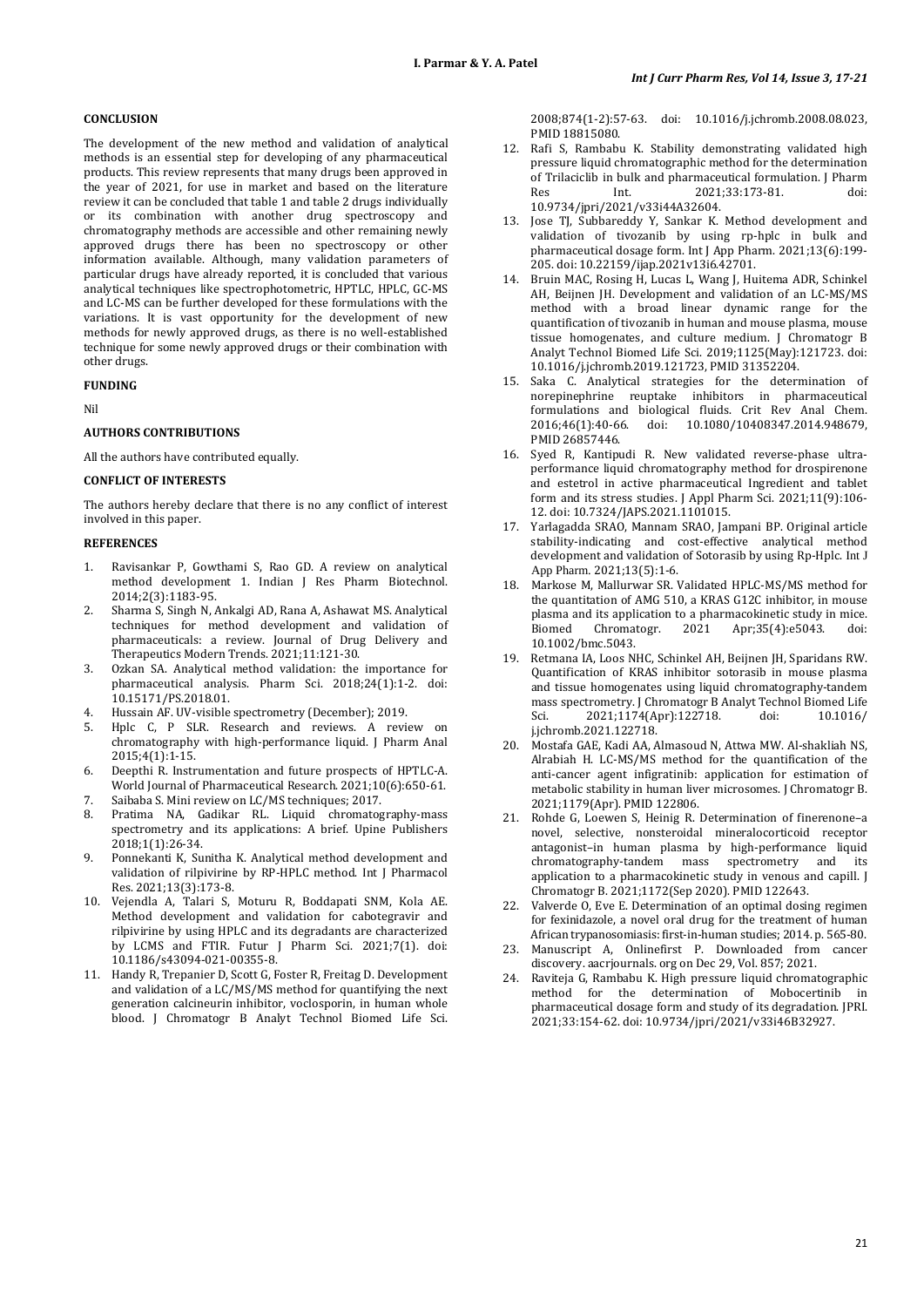## CONCLUSION

The development of the new method and validation of analytical methods is an essential step for developing of any pharmaceutical products. This review represents that many drugs been approved in the year of 2021, for use in market and based on the literature review it can be concluded that table 1 and table 2 drugs individually or its combination with another drug spectroscopy and chromatography methods are accessible and other remaining newly approved drugs there has been no spectroscopy or other information available. Although, many validation parameters of particular drugs have already reported, it is concluded that various analytical techniques like spectrophotometric, HPTLC, HPLC, GC-MS and LC-MS can be further developed for these formulations with the variations. It is vast opportunity for the development of new methods for newly approved drugs, as there is no well-established technique for some newly approved drugs or their combination with other drugs.

## FUNDING

Nil

## AUTHORS CONTRIBUTIONS

All the authors have contributed equally.

## CONFLICT OF INTERESTS

The authors hereby declare that there is no any conflict of interest involved in this paper.

## REFERENCES

1. Ravisankar P, Gowthami S, Rao GD. A review on analytical method development 1. Indian J Res Pharm Biotechnol. 2014;2(3):1183-95.
2. Sharma S, Singh N, Ankalgi AD, Rana A, Ashawat MS. Analytical techniques for method development and validation of pharmaceuticals: a review. Journal of Drug Delivery and Therapeutics Modern Trends. 2021;11:121-30.
3. Ozkan SA. Analytical method validation: the importance for pharmaceutical analysis. Pharm Sci. 2018;24(1):1-2. doi: 10.15171/PS.2018.01.
4. Hussain AF. UV-visible spectrometry (December); 2019.
5. Hplc C, P SLR. Research and reviews. A review on chromatography with high-performance liquid. J Pharm Anal 2015;4(1):1-15.
6. Deepthi R. Instrumentation and future prospects of HPTLC-A. World Journal of Pharmaceutical Research. 2021;10(6):650-61.
7. Saibaba S. Mini review on LC/MS techniques; 2017.
8. Pratima NA, Gadikar RL. Liquid chromatography-mass spectrometry and its applications: A brief. Upine Publishers 2018;1(1):26-34.
9. Ponnekanti K, Sunitha K. Analytical method development and validation of rilpivirine by RP-HPLC method. Int J Pharmacol Res. 2021;13(3):173-8.
10. Vejendla A, Talari S, Moturu R, Boddapati SNM, Kola AE. Method development and validation for cabotegravir and rilpivirine by using HPLC and its degradants are characterized by LCMS and FTIR. Futur J Pharm Sci. 2021;7(1). doi: 10.1186/s43094-021-00355-8.
11. Handy R, Trepanier D, Scott G, Foster R, Freitag D. Development and validation of a LC/MS/MS method for quantifying the next generation calcineurin inhibitor, voclosporin, in human whole blood. J Chromatogr B Analyt Technol Biomed Life Sci. 2008;874(1-2):57-63. doi: 10.1016/j.jchromb.2008.08.023, PMID 18815080.
12. Rafi S, Rambabu K. Stability demonstrating validated high pressure liquid chromatographic method for the determination of Trilaciclib in bulk and pharmaceutical formulation. J Pharm Res Int. 2021;33:173-81. doi: 10.9734/jpri/2021/v33i44A32604.
13. Jose TJ, Subbareddy Y, Sankar K. Method development and validation of tivozanib by using rp-hplc in bulk and pharmaceutical dosage form. Int J App Pharm. 2021;13(6):199-205. doi: 10.22159/ijap.2021v13i6.42701.
14. Bruin MAC, Rosing H, Lucas L, Wang J, Huitema ADR, Schinkel AH, Beijnen JH. Development and validation of an LC-MS/MS method with a broad linear dynamic range for the quantification of tivozanib in human and mouse plasma, mouse tissue homogenates, and culture medium. J Chromatogr B Analyt Technol Biomed Life Sci. 2019;1125(May):121723. doi: 10.1016/j.jchromb.2019.121723, PMID 31352204.
15. Saka C. Analytical strategies for the determination of norepinephrine reuptake inhibitors in pharmaceutical formulations and biological fluids. Crit Rev Anal Chem. 2016;46(1):40-66. doi: 10.1080/10408347.2014.948679, PMID 26857446.
16. Syed R, Kantipudi R. New validated reverse-phase ultra-performance liquid chromatography method for drospirenone and estetrol in active pharmaceutical Ingredient and tablet form and its stress studies. J Appl Pharm Sci. 2021;11(9):106-12. doi: 10.7324/JAPS.2021.1101015.
17. Yarlagadda SRAO, Mannam SRAO, Jampani BP. Original article stability-indicating and cost-effective analytical method development and validation of Sotorasib by using Rp-Hplc. Int J App Pharm. 2021;13(5):1-6.
18. Markose M, Mallurwar SR. Validated HPLC-MS/MS method for the quantitation of AMG 510, a KRAS G12C inhibitor, in mouse plasma and its application to a pharmacokinetic study in mice. Biomed Chromatogr. 2021 Apr;35(4):e5043. doi: 10.1002/bmc.5043.
19. Retmana IA, Loos NHC, Schinkel AH, Beijnen JH, Sparidans RW. Quantification of KRAS inhibitor sotorasib in mouse plasma and tissue homogenates using liquid chromatography-tandem mass spectrometry. J Chromatogr B Analyt Technol Biomed Life Sci. 2021;1174(Apr):122718. doi: 10.1016/j.jchromb.2021.122718.
20. Mostafa GAE, Kadi AA, Almasoud N, Attwa MW. Al-shakliah NS, Alrabiah H. LC-MS/MS method for the quantification of the anti-cancer agent infigratinib: application for estimation of metabolic stability in human liver microsomes. J Chromatogr B. 2021;1179(Apr). PMID 122806.
21. Rohde G, Loewen S, Heinig R. Determination of finerenone–a novel, selective, nonsteroidal mineralocorticoid receptor antagonist–in human plasma by high-performance liquid chromatography-tandem mass spectrometry and its application to a pharmacokinetic study in venous and capill. J Chromatogr B. 2021;1172(Sep 2020). PMID 122643.
22. Valverde O, Eve E. Determination of an optimal dosing regimen for fexinidazole, a novel oral drug for the treatment of human African trypanosomiasis: first-in-human studies; 2014. p. 565-80.
23. Manuscript A, Onlinefirst P. Downloaded from cancer discovery. aacrjournals. org on Dec 29, Vol. 857; 2021.
24. Raviteja G, Rambabu K. High pressure liquid chromatographic method for the determination of Mobocertinib in pharmaceutical dosage form and study of its degradation. JPRI. 2021;33:154-62. doi: 10.9734/jpri/2021/v33i46B32927.